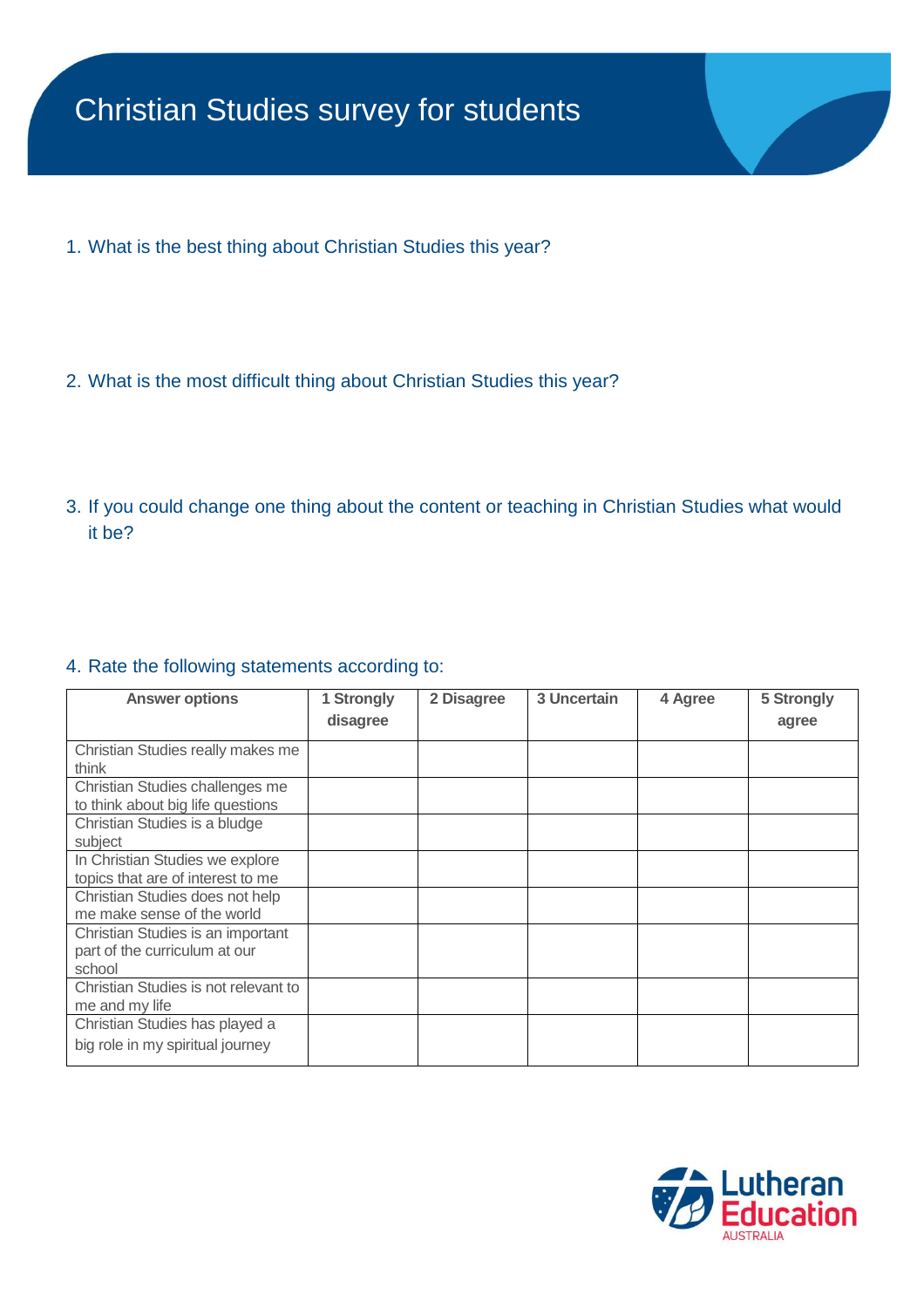# Christian Studies survey for students

1. What is the best thing about Christian Studies this year?

2. What is the most difficult thing about Christian Studies this year?

3. If you could change one thing about the content or teaching in Christian Studies what would it be?

4. Rate the following statements according to:

| Answer options | 1 Strongly disagree | 2 Disagree | 3 Uncertain | 4 Agree | 5 Strongly agree |
|---|---|---|---|---|---|
| Christian Studies really makes me think | | | | | |
| Christian Studies challenges me to think about big life questions | | | | | |
| Christian Studies is a bludge subject | | | | | |
| In Christian Studies we explore topics that are of interest to me | | | | | |
| Christian Studies does not help me make sense of the world | | | | | |
| Christian Studies is an important part of the curriculum at our school | | | | | |
| Christian Studies is not relevant to me and my life | | | | | |
| Christian Studies has played a big role in my spiritual journey | | | | | |

Lutheran Education AUSTRALIA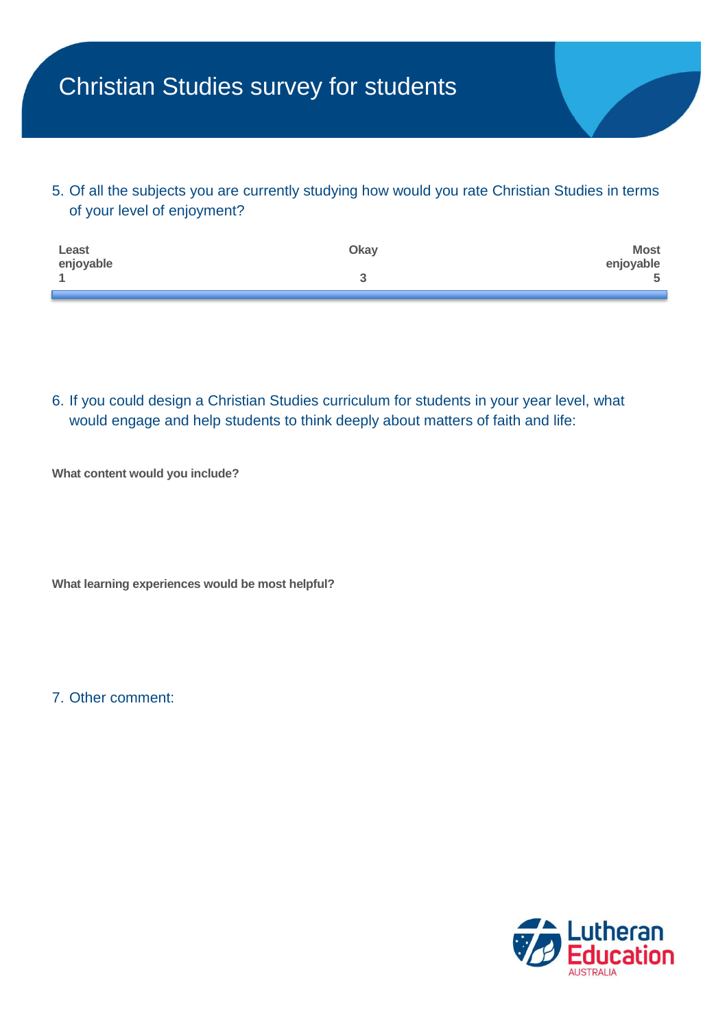# Christian Studies survey for students

5. Of all the subjects you are currently studying how would you rate Christian Studies in terms of your level of enjoyment?

| Least enjoyable | Okay | Most enjoyable |
|---|---|---|
| 1 | 3 | 5 |

6. If you could design a Christian Studies curriculum for students in your year level, what would engage and help students to think deeply about matters of faith and life:

**What content would you include?**

**What learning experiences would be most helpful?**

7. Other comment:

Lutheran Education AUSTRALIA